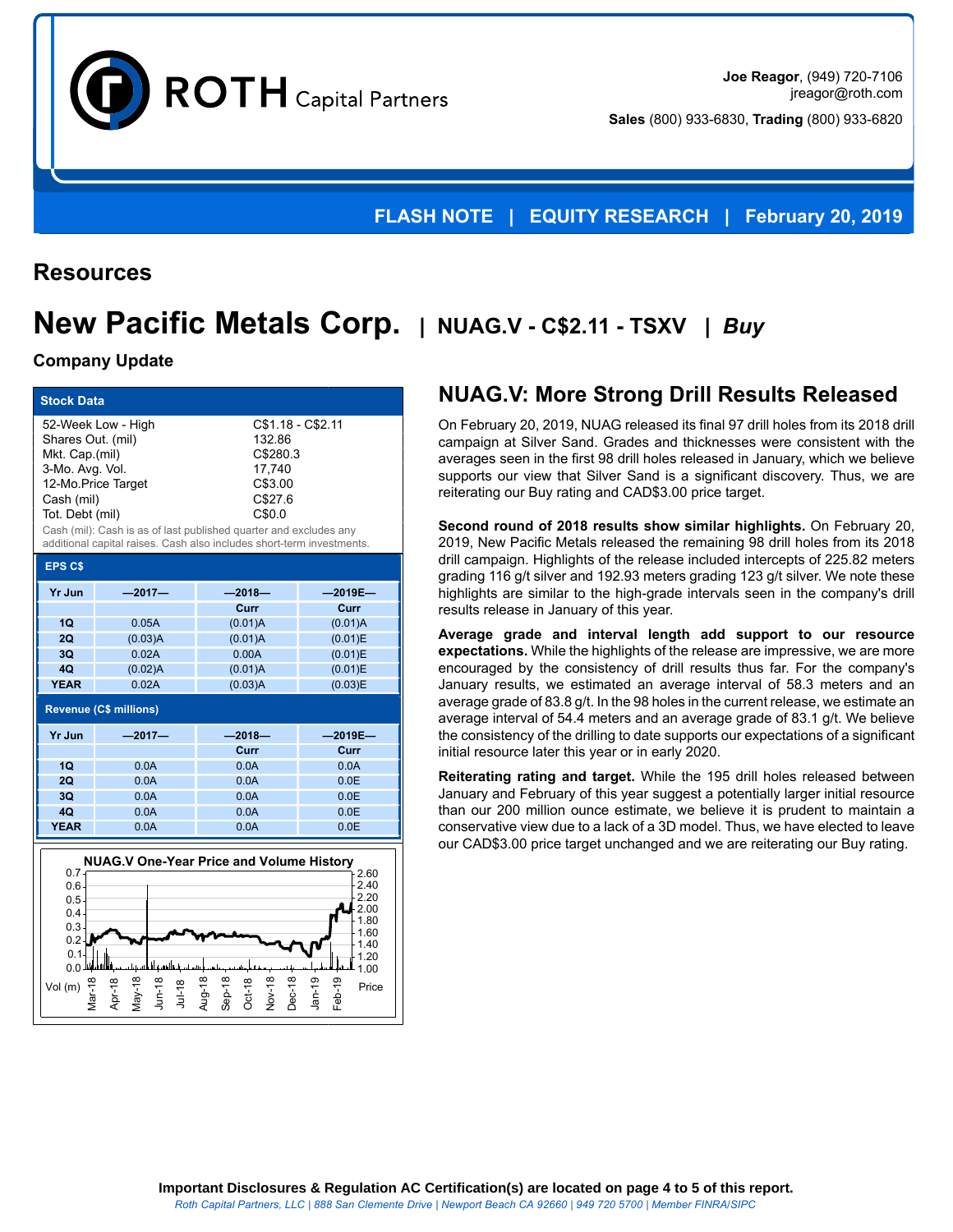Joe Reagor, (949) 720-7106
jreagor@roth.com

**Sales** (800) 933-6830, **Trading** (800) 933-6820

**FLASH NOTE | EQUITY RESEARCH | February 20, 2019**

## Resources

# New Pacific Metals Corp. | NUAG.V - C$2.11 - TSXV | *Buy*

**Company Update**

**Stock Data**

| | |
|---|---|
| 52-Week Low - High | C$1.18 - C$2.11 |
| Shares Out. (mil) | 132.86 |
| Mkt. Cap.(mil) | C$280.3 |
| 3-Mo. Avg. Vol. | 17,740 |
| 12-Mo.Price Target | C$3.00 |
| Cash (mil) | C$27.6 |
| Tot. Debt (mil) | C$0.0 |

Cash (mil): Cash is as of last published quarter and excludes any additional capital raises. Cash also includes short-term investments.

**EPS C$**

| Yr Jun | —2017— | —2018— | —2019E— |
|---|---|---|---|
| | | Curr | Curr |
| 1Q | 0.05A | (0.01)A | (0.01)A |
| 2Q | (0.03)A | (0.01)A | (0.01)E |
| 3Q | 0.02A | 0.00A | (0.01)E |
| 4Q | (0.02)A | (0.01)A | (0.01)E |
| YEAR | 0.02A | (0.03)A | (0.03)E |

**Revenue (C$ millions)**

| Yr Jun | —2017— | —2018— | —2019E— |
|---|---|---|---|
| | | Curr | Curr |
| 1Q | 0.0A | 0.0A | 0.0A |
| 2Q | 0.0A | 0.0A | 0.0E |
| 3Q | 0.0A | 0.0A | 0.0E |
| 4Q | 0.0A | 0.0A | 0.0E |
| YEAR | 0.0A | 0.0A | 0.0E |

NUAG.V One-Year Price and Volume History

## NUAG.V: More Strong Drill Results Released

On February 20, 2019, NUAG released its final 97 drill holes from its 2018 drill campaign at Silver Sand. Grades and thicknesses were consistent with the averages seen in the first 98 drill holes released in January, which we believe supports our view that Silver Sand is a significant discovery. Thus, we are reiterating our Buy rating and CAD$3.00 price target.

**Second round of 2018 results show similar highlights.** On February 20, 2019, New Pacific Metals released the remaining 98 drill holes from its 2018 drill campaign. Highlights of the release included intercepts of 225.82 meters grading 116 g/t silver and 192.93 meters grading 123 g/t silver. We note these highlights are similar to the high-grade intervals seen in the company's drill results release in January of this year.

**Average grade and interval length add support to our resource expectations.** While the highlights of the release are impressive, we are more encouraged by the consistency of drill results thus far. For the company's January results, we estimated an average interval of 58.3 meters and an average grade of 83.8 g/t. In the 98 holes in the current release, we estimate an average interval of 54.4 meters and an average grade of 83.1 g/t. We believe the consistency of the drilling to date supports our expectations of a significant initial resource later this year or in early 2020.

**Reiterating rating and target.** While the 195 drill holes released between January and February of this year suggest a potentially larger initial resource than our 200 million ounce estimate, we believe it is prudent to maintain a conservative view due to a lack of a 3D model. Thus, we have elected to leave our CAD$3.00 price target unchanged and we are reiterating our Buy rating.

**Important Disclosures & Regulation AC Certification(s) are located on page 4 to 5 of this report.**
*Roth Capital Partners, LLC | 888 San Clemente Drive | Newport Beach CA 92660 | 949 720 5700 | Member FINRA/SIPC*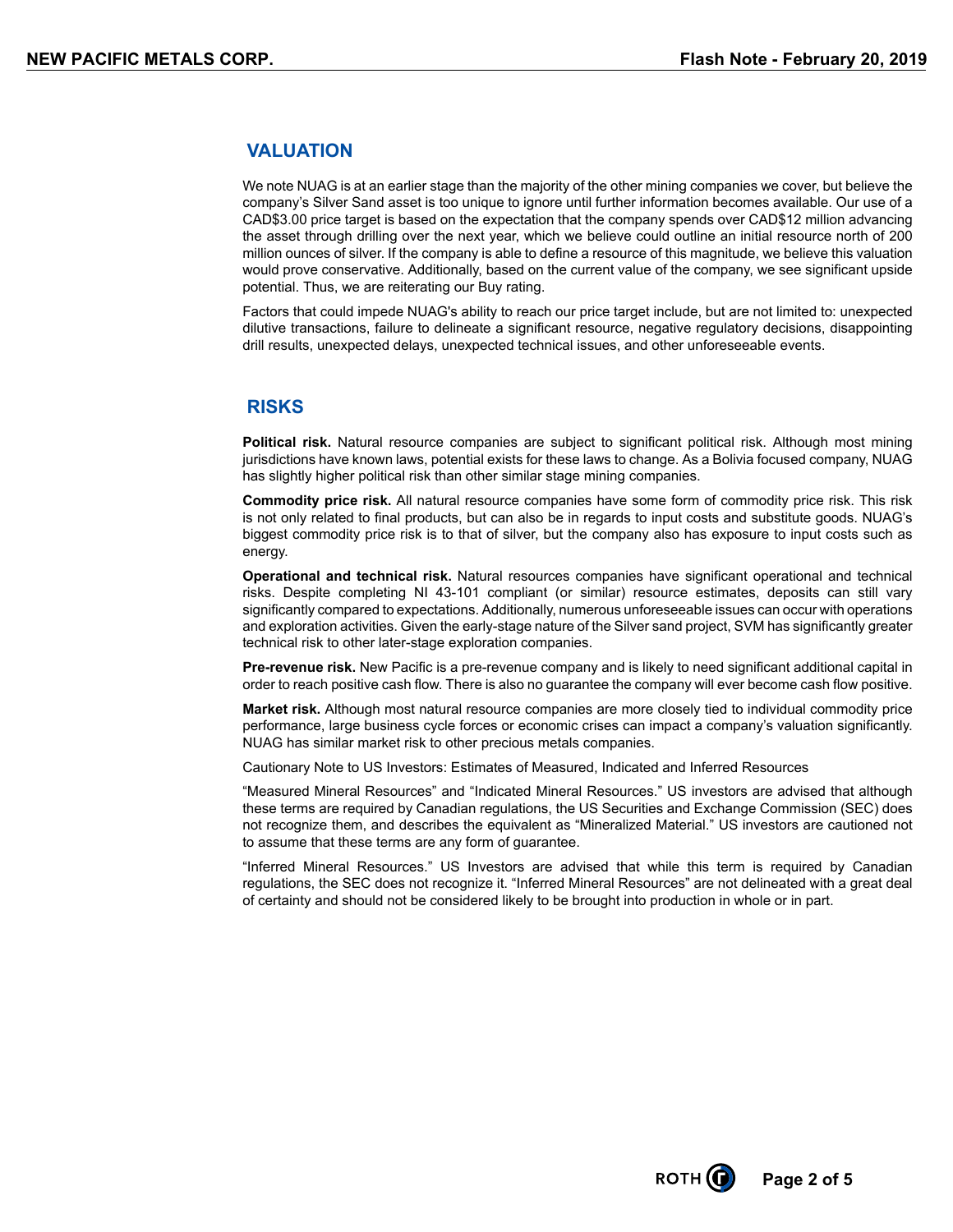## VALUATION

We note NUAG is at an earlier stage than the majority of the other mining companies we cover, but believe the company's Silver Sand asset is too unique to ignore until further information becomes available. Our use of a CAD$3.00 price target is based on the expectation that the company spends over CAD$12 million advancing the asset through drilling over the next year, which we believe could outline an initial resource north of 200 million ounces of silver. If the company is able to define a resource of this magnitude, we believe this valuation would prove conservative. Additionally, based on the current value of the company, we see significant upside potential. Thus, we are reiterating our Buy rating.

Factors that could impede NUAG's ability to reach our price target include, but are not limited to: unexpected dilutive transactions, failure to delineate a significant resource, negative regulatory decisions, disappointing drill results, unexpected delays, unexpected technical issues, and other unforeseeable events.

## RISKS

**Political risk.** Natural resource companies are subject to significant political risk. Although most mining jurisdictions have known laws, potential exists for these laws to change. As a Bolivia focused company, NUAG has slightly higher political risk than other similar stage mining companies.

**Commodity price risk.** All natural resource companies have some form of commodity price risk. This risk is not only related to final products, but can also be in regards to input costs and substitute goods. NUAG's biggest commodity price risk is to that of silver, but the company also has exposure to input costs such as energy.

**Operational and technical risk.** Natural resources companies have significant operational and technical risks. Despite completing NI 43-101 compliant (or similar) resource estimates, deposits can still vary significantly compared to expectations. Additionally, numerous unforeseeable issues can occur with operations and exploration activities. Given the early-stage nature of the Silver sand project, SVM has significantly greater technical risk to other later-stage exploration companies.

**Pre-revenue risk.** New Pacific is a pre-revenue company and is likely to need significant additional capital in order to reach positive cash flow. There is also no guarantee the company will ever become cash flow positive.

**Market risk.** Although most natural resource companies are more closely tied to individual commodity price performance, large business cycle forces or economic crises can impact a company's valuation significantly. NUAG has similar market risk to other precious metals companies.

Cautionary Note to US Investors: Estimates of Measured, Indicated and Inferred Resources

"Measured Mineral Resources" and "Indicated Mineral Resources." US investors are advised that although these terms are required by Canadian regulations, the US Securities and Exchange Commission (SEC) does not recognize them, and describes the equivalent as "Mineralized Material." US investors are cautioned not to assume that these terms are any form of guarantee.

"Inferred Mineral Resources." US Investors are advised that while this term is required by Canadian regulations, the SEC does not recognize it. "Inferred Mineral Resources" are not delineated with a great deal of certainty and should not be considered likely to be brought into production in whole or in part.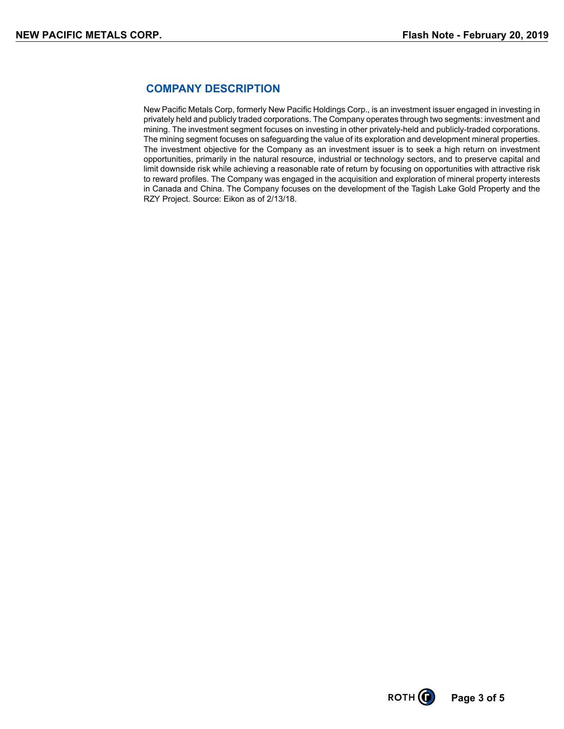## COMPANY DESCRIPTION

New Pacific Metals Corp, formerly New Pacific Holdings Corp., is an investment issuer engaged in investing in privately held and publicly traded corporations. The Company operates through two segments: investment and mining. The investment segment focuses on investing in other privately-held and publicly-traded corporations. The mining segment focuses on safeguarding the value of its exploration and development mineral properties. The investment objective for the Company as an investment issuer is to seek a high return on investment opportunities, primarily in the natural resource, industrial or technology sectors, and to preserve capital and limit downside risk while achieving a reasonable rate of return by focusing on opportunities with attractive risk to reward profiles. The Company was engaged in the acquisition and exploration of mineral property interests in Canada and China. The Company focuses on the development of the Tagish Lake Gold Property and the RZY Project. Source: Eikon as of 2/13/18.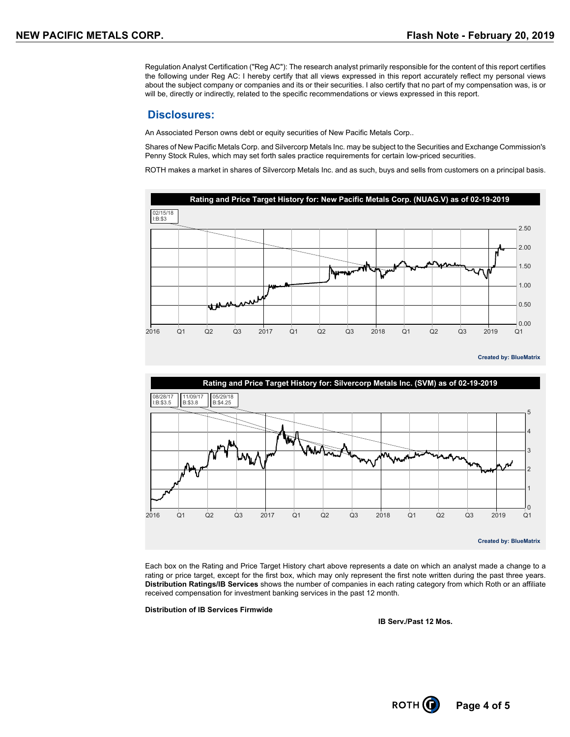Regulation Analyst Certification ("Reg AC"): The research analyst primarily responsible for the content of this report certifies the following under Reg AC: I hereby certify that all views expressed in this report accurately reflect my personal views about the subject company or companies and its or their securities. I also certify that no part of my compensation was, is or will be, directly or indirectly, related to the specific recommendations or views expressed in this report.

## Disclosures:

An Associated Person owns debt or equity securities of New Pacific Metals Corp..

Shares of New Pacific Metals Corp. and Silvercorp Metals Inc. may be subject to the Securities and Exchange Commission's Penny Stock Rules, which may set forth sales practice requirements for certain low-priced securities.

ROTH makes a market in shares of Silvercorp Metals Inc. and as such, buys and sells from customers on a principal basis.

**Rating and Price Target History for: New Pacific Metals Corp. (NUAG.V) as of 02-19-2019**

02/15/18 I:B:$3

Created by: BlueMatrix

**Rating and Price Target History for: Silvercorp Metals Inc. (SVM) as of 02-19-2019**

08/28/17 I:B:$3.5 | 11/09/17 B:$3.8 | 05/29/18 B:$4.25

Created by: BlueMatrix

Each box on the Rating and Price Target History chart above represents a date on which an analyst made a change to a rating or price target, except for the first box, which may only represent the first note written during the past three years. **Distribution Ratings/IB Services** shows the number of companies in each rating category from which Roth or an affiliate received compensation for investment banking services in the past 12 month.

**Distribution of IB Services Firmwide**

**IB Serv./Past 12 Mos.**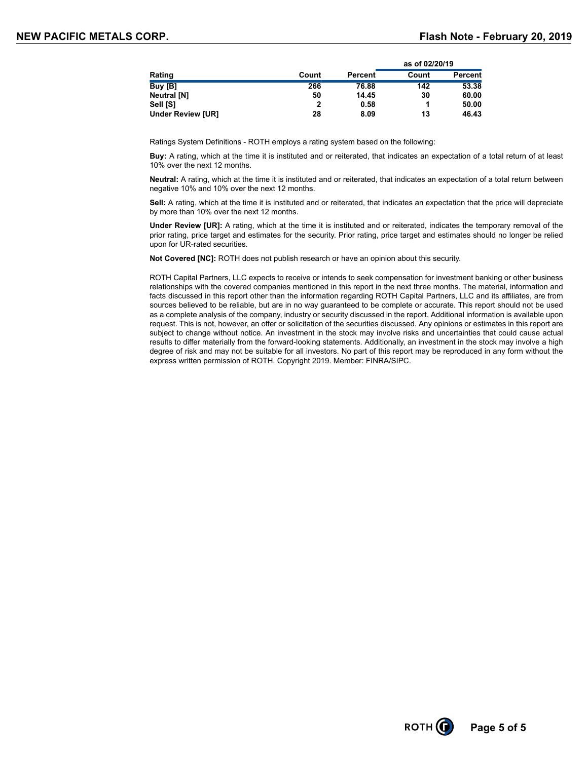| | | | as of 02/20/19 | |
|---|---|---|---|---|
| **Rating** | **Count** | **Percent** | **Count** | **Percent** |
| **Buy [B]** | **266** | **76.88** | **142** | **53.38** |
| **Neutral [N]** | **50** | **14.45** | **30** | **60.00** |
| **Sell [S]** | **2** | **0.58** | **1** | **50.00** |
| **Under Review [UR]** | **28** | **8.09** | **13** | **46.43** |

Ratings System Definitions - ROTH employs a rating system based on the following:

**Buy:** A rating, which at the time it is instituted and or reiterated, that indicates an expectation of a total return of at least 10% over the next 12 months.

**Neutral:** A rating, which at the time it is instituted and or reiterated, that indicates an expectation of a total return between negative 10% and 10% over the next 12 months.

**Sell:** A rating, which at the time it is instituted and or reiterated, that indicates an expectation that the price will depreciate by more than 10% over the next 12 months.

**Under Review [UR]:** A rating, which at the time it is instituted and or reiterated, indicates the temporary removal of the prior rating, price target and estimates for the security. Prior rating, price target and estimates should no longer be relied upon for UR-rated securities.

**Not Covered [NC]:** ROTH does not publish research or have an opinion about this security.

ROTH Capital Partners, LLC expects to receive or intends to seek compensation for investment banking or other business relationships with the covered companies mentioned in this report in the next three months. The material, information and facts discussed in this report other than the information regarding ROTH Capital Partners, LLC and its affiliates, are from sources believed to be reliable, but are in no way guaranteed to be complete or accurate. This report should not be used as a complete analysis of the company, industry or security discussed in the report. Additional information is available upon request. This is not, however, an offer or solicitation of the securities discussed. Any opinions or estimates in this report are subject to change without notice. An investment in the stock may involve risks and uncertainties that could cause actual results to differ materially from the forward-looking statements. Additionally, an investment in the stock may involve a high degree of risk and may not be suitable for all investors. No part of this report may be reproduced in any form without the express written permission of ROTH. Copyright 2019. Member: FINRA/SIPC.